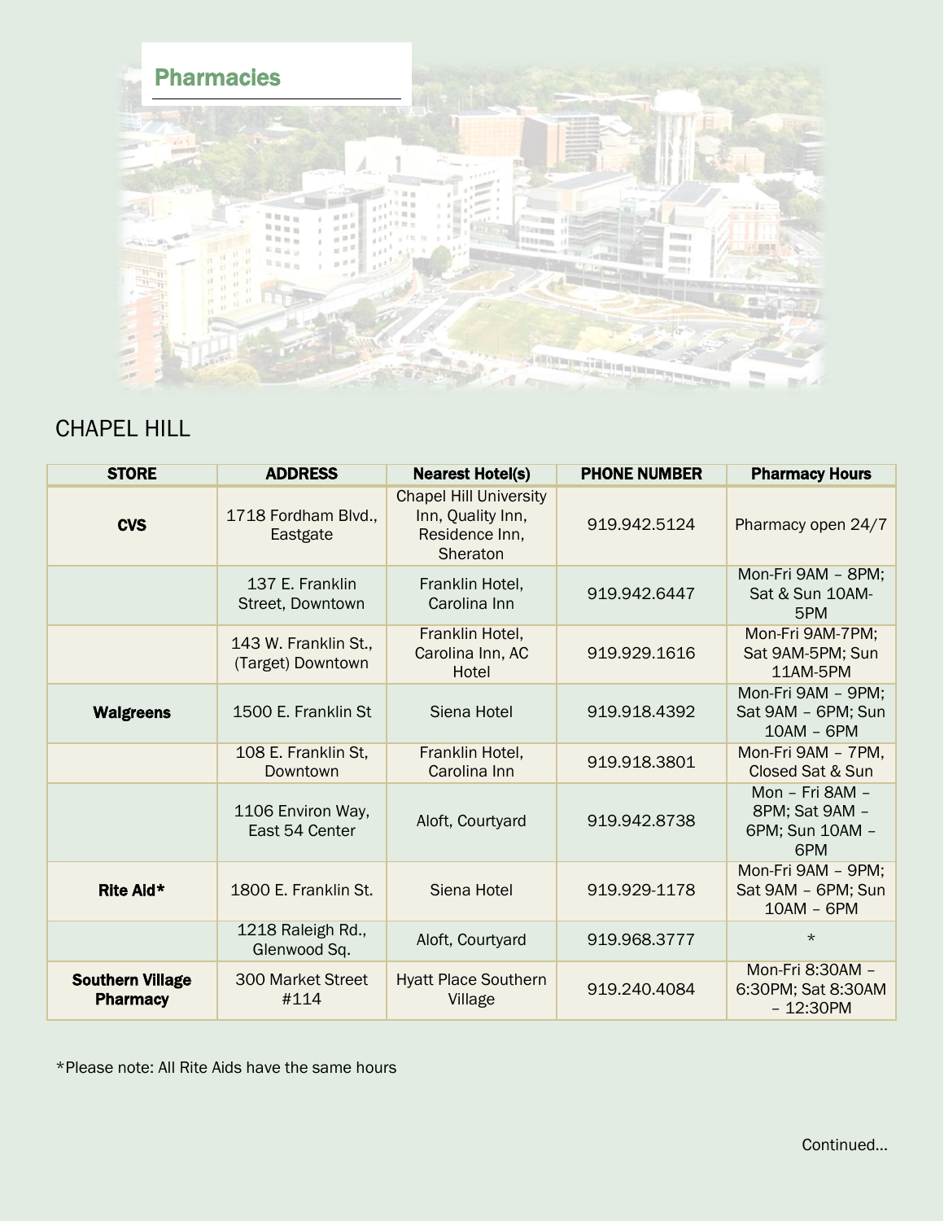# Pharmacies

## CHAPEL HILL

| STORE | ADDRESS | Nearest Hotel(s) | PHONE NUMBER | Pharmacy Hours |
|---|---|---|---|---|
| **CVS** | 1718 Fordham Blvd., Eastgate | Chapel Hill University Inn, Quality Inn, Residence Inn, Sheraton | 919.942.5124 | Pharmacy open 24/7 |
| | 137 E. Franklin Street, Downtown | Franklin Hotel, Carolina Inn | 919.942.6447 | Mon-Fri 9AM – 8PM; Sat & Sun 10AM-5PM |
| | 143 W. Franklin St., (Target) Downtown | Franklin Hotel, Carolina Inn, AC Hotel | 919.929.1616 | Mon-Fri 9AM-7PM; Sat 9AM-5PM; Sun 11AM-5PM |
| **Walgreens** | 1500 E. Franklin St | Siena Hotel | 919.918.4392 | Mon-Fri 9AM – 9PM; Sat 9AM – 6PM; Sun 10AM – 6PM |
| | 108 E. Franklin St, Downtown | Franklin Hotel, Carolina Inn | 919.918.3801 | Mon-Fri 9AM – 7PM, Closed Sat & Sun |
| | 1106 Environ Way, East 54 Center | Aloft, Courtyard | 919.942.8738 | Mon – Fri 8AM – 8PM; Sat 9AM – 6PM; Sun 10AM – 6PM |
| **Rite Aid*** | 1800 E. Franklin St. | Siena Hotel | 919.929-1178 | Mon-Fri 9AM – 9PM; Sat 9AM – 6PM; Sun 10AM – 6PM |
| | 1218 Raleigh Rd., Glenwood Sq. | Aloft, Courtyard | 919.968.3777 | * |
| **Southern Village Pharmacy** | 300 Market Street #114 | Hyatt Place Southern Village | 919.240.4084 | Mon-Fri 8:30AM – 6:30PM; Sat 8:30AM – 12:30PM |

*Please note: All Rite Aids have the same hours

Continued...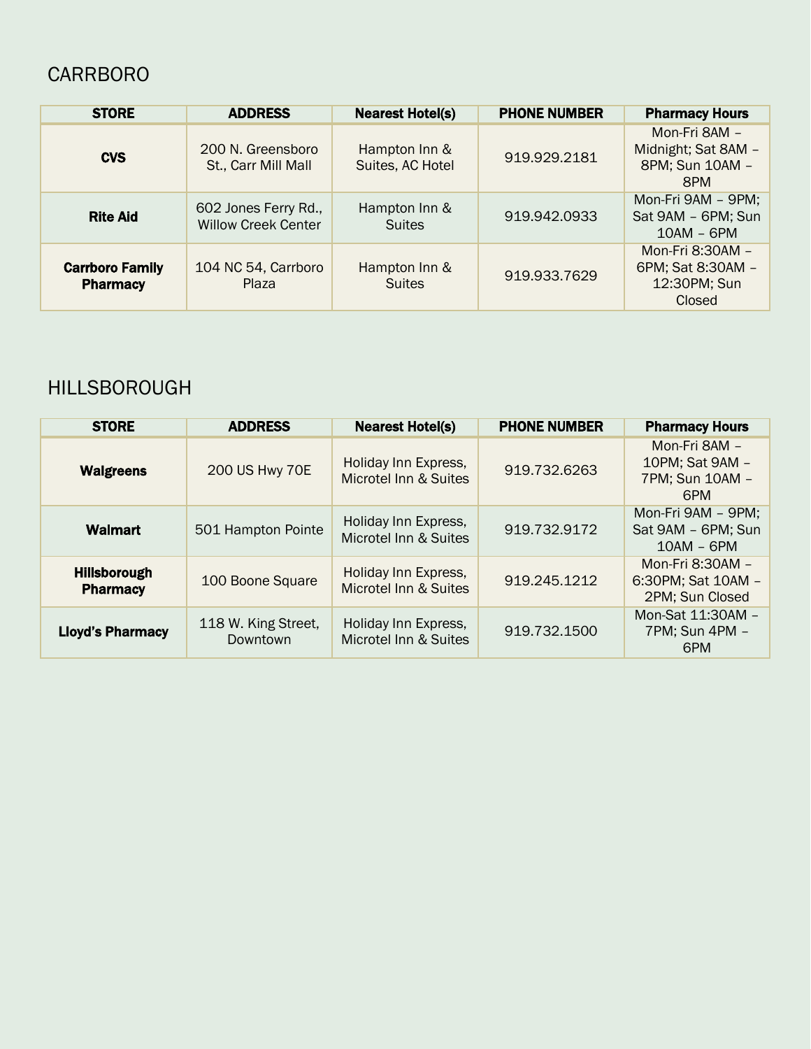## CARRBORO

| STORE | ADDRESS | Nearest Hotel(s) | PHONE NUMBER | Pharmacy Hours |
|---|---|---|---|---|
| **CVS** | 200 N. Greensboro St., Carr Mill Mall | Hampton Inn & Suites, AC Hotel | 919.929.2181 | Mon-Fri 8AM – Midnight; Sat 8AM – 8PM; Sun 10AM – 8PM |
| **Rite Aid** | 602 Jones Ferry Rd., Willow Creek Center | Hampton Inn & Suites | 919.942.0933 | Mon-Fri 9AM – 9PM; Sat 9AM – 6PM; Sun 10AM – 6PM |
| **Carrboro Family Pharmacy** | 104 NC 54, Carrboro Plaza | Hampton Inn & Suites | 919.933.7629 | Mon-Fri 8:30AM – 6PM; Sat 8:30AM – 12:30PM; Sun Closed |

## HILLSBOROUGH

| STORE | ADDRESS | Nearest Hotel(s) | PHONE NUMBER | Pharmacy Hours |
|---|---|---|---|---|
| **Walgreens** | 200 US Hwy 70E | Holiday Inn Express, Microtel Inn & Suites | 919.732.6263 | Mon-Fri 8AM – 10PM; Sat 9AM – 7PM; Sun 10AM – 6PM |
| **Walmart** | 501 Hampton Pointe | Holiday Inn Express, Microtel Inn & Suites | 919.732.9172 | Mon-Fri 9AM – 9PM; Sat 9AM – 6PM; Sun 10AM – 6PM |
| **Hillsborough Pharmacy** | 100 Boone Square | Holiday Inn Express, Microtel Inn & Suites | 919.245.1212 | Mon-Fri 8:30AM – 6:30PM; Sat 10AM – 2PM; Sun Closed |
| **Lloyd's Pharmacy** | 118 W. King Street, Downtown | Holiday Inn Express, Microtel Inn & Suites | 919.732.1500 | Mon-Sat 11:30AM – 7PM; Sun 4PM – 6PM |